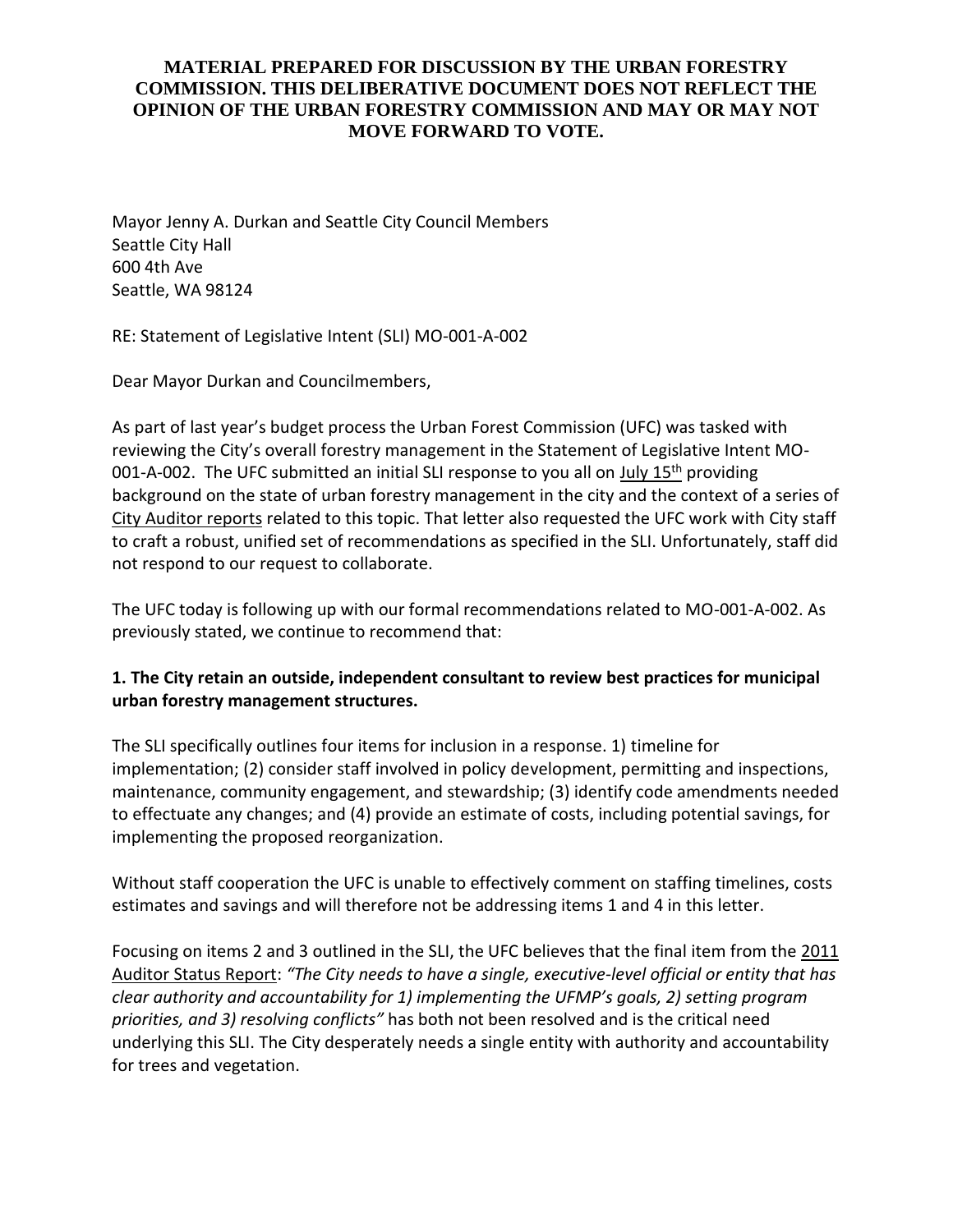**MATERIAL PREPARED FOR DISCUSSION BY THE URBAN FORESTRY COMMISSION. THIS DELIBERATIVE DOCUMENT DOES NOT REFLECT THE OPINION OF THE URBAN FORESTRY COMMISSION AND MAY OR MAY NOT MOVE FORWARD TO VOTE.**

Mayor Jenny A. Durkan and Seattle City Council Members
Seattle City Hall
600 4th Ave
Seattle, WA 98124

RE: Statement of Legislative Intent (SLI) MO-001-A-002

Dear Mayor Durkan and Councilmembers,

As part of last year's budget process the Urban Forest Commission (UFC) was tasked with reviewing the City's overall forestry management in the Statement of Legislative Intent MO-001-A-002. The UFC submitted an initial SLI response to you all on July 15th providing background on the state of urban forestry management in the city and the context of a series of City Auditor reports related to this topic. That letter also requested the UFC work with City staff to craft a robust, unified set of recommendations as specified in the SLI. Unfortunately, staff did not respond to our request to collaborate.

The UFC today is following up with our formal recommendations related to MO-001-A-002. As previously stated, we continue to recommend that:

**1. The City retain an outside, independent consultant to review best practices for municipal urban forestry management structures.**

The SLI specifically outlines four items for inclusion in a response. 1) timeline for implementation; (2) consider staff involved in policy development, permitting and inspections, maintenance, community engagement, and stewardship; (3) identify code amendments needed to effectuate any changes; and (4) provide an estimate of costs, including potential savings, for implementing the proposed reorganization.

Without staff cooperation the UFC is unable to effectively comment on staffing timelines, costs estimates and savings and will therefore not be addressing items 1 and 4 in this letter.

Focusing on items 2 and 3 outlined in the SLI, the UFC believes that the final item from the 2011 Auditor Status Report: *"The City needs to have a single, executive-level official or entity that has clear authority and accountability for 1) implementing the UFMP's goals, 2) setting program priorities, and 3) resolving conflicts"* has both not been resolved and is the critical need underlying this SLI. The City desperately needs a single entity with authority and accountability for trees and vegetation.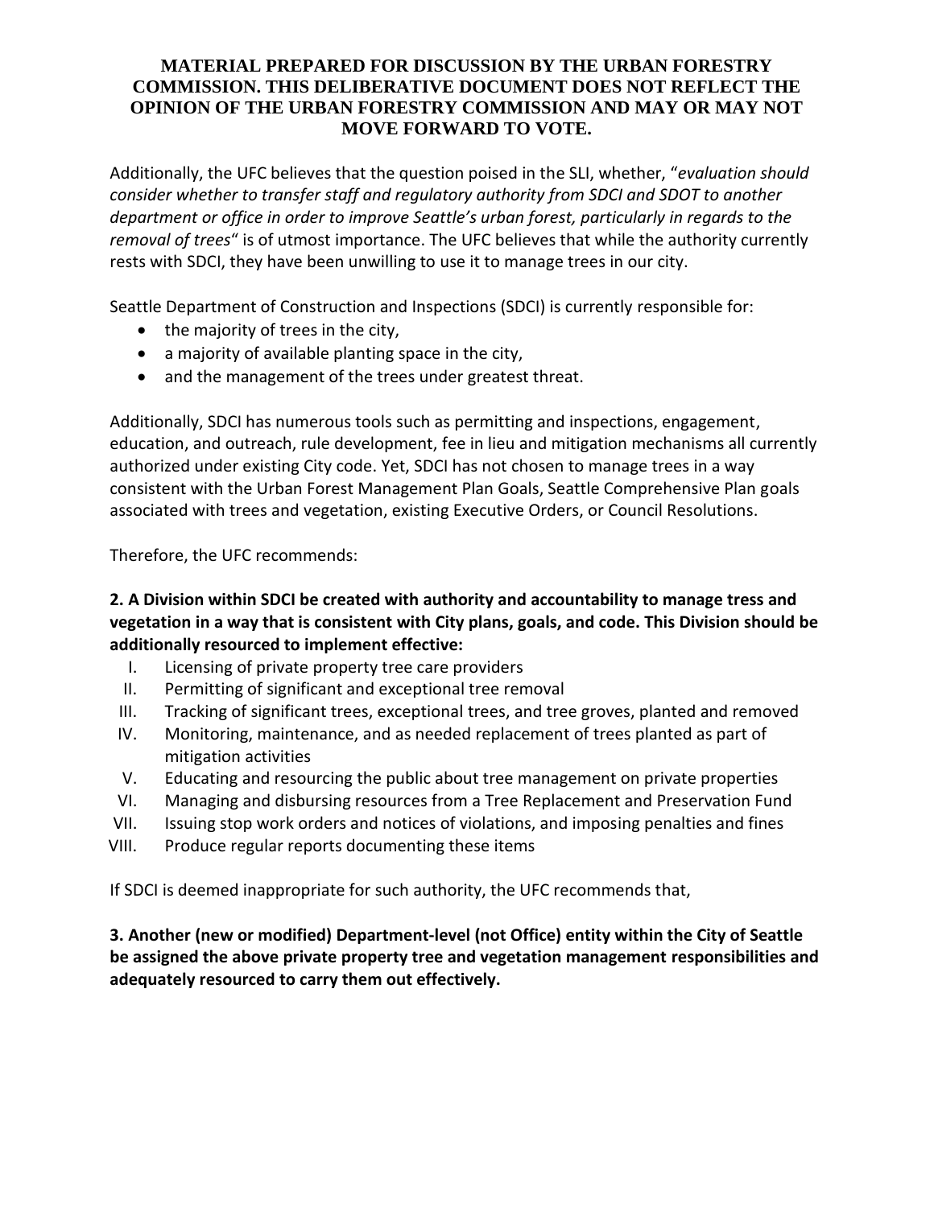**MATERIAL PREPARED FOR DISCUSSION BY THE URBAN FORESTRY COMMISSION. THIS DELIBERATIVE DOCUMENT DOES NOT REFLECT THE OPINION OF THE URBAN FORESTRY COMMISSION AND MAY OR MAY NOT MOVE FORWARD TO VOTE.**

Additionally, the UFC believes that the question poised in the SLI, whether, "*evaluation should consider whether to transfer staff and regulatory authority from SDCI and SDOT to another department or office in order to improve Seattle's urban forest, particularly in regards to the removal of trees*" is of utmost importance. The UFC believes that while the authority currently rests with SDCI, they have been unwilling to use it to manage trees in our city.

Seattle Department of Construction and Inspections (SDCI) is currently responsible for:

- the majority of trees in the city,
- a majority of available planting space in the city,
- and the management of the trees under greatest threat.

Additionally, SDCI has numerous tools such as permitting and inspections, engagement, education, and outreach, rule development, fee in lieu and mitigation mechanisms all currently authorized under existing City code. Yet, SDCI has not chosen to manage trees in a way consistent with the Urban Forest Management Plan Goals, Seattle Comprehensive Plan goals associated with trees and vegetation, existing Executive Orders, or Council Resolutions.

Therefore, the UFC recommends:

**2. A Division within SDCI be created with authority and accountability to manage tress and vegetation in a way that is consistent with City plans, goals, and code. This Division should be additionally resourced to implement effective:**

I. Licensing of private property tree care providers
II. Permitting of significant and exceptional tree removal
III. Tracking of significant trees, exceptional trees, and tree groves, planted and removed
IV. Monitoring, maintenance, and as needed replacement of trees planted as part of mitigation activities
V. Educating and resourcing the public about tree management on private properties
VI. Managing and disbursing resources from a Tree Replacement and Preservation Fund
VII. Issuing stop work orders and notices of violations, and imposing penalties and fines
VIII. Produce regular reports documenting these items

If SDCI is deemed inappropriate for such authority, the UFC recommends that,

**3. Another (new or modified) Department-level (not Office) entity within the City of Seattle be assigned the above private property tree and vegetation management responsibilities and adequately resourced to carry them out effectively.**